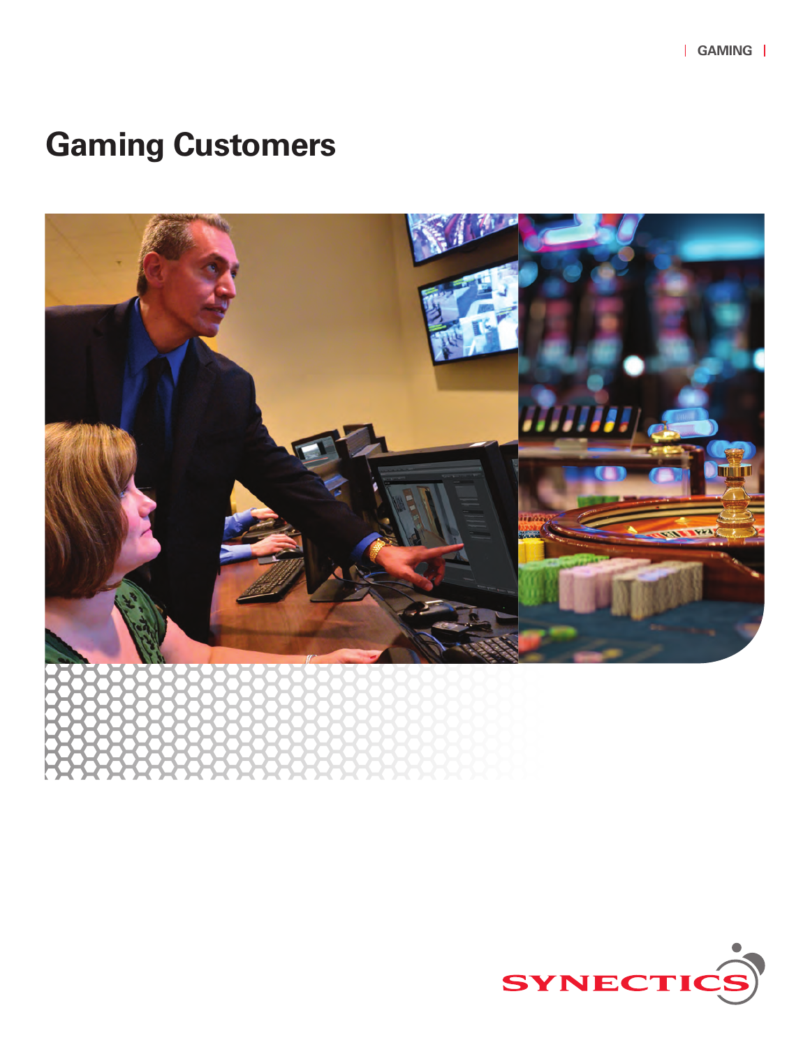GAMING

# Gaming Customers

SYNECTICS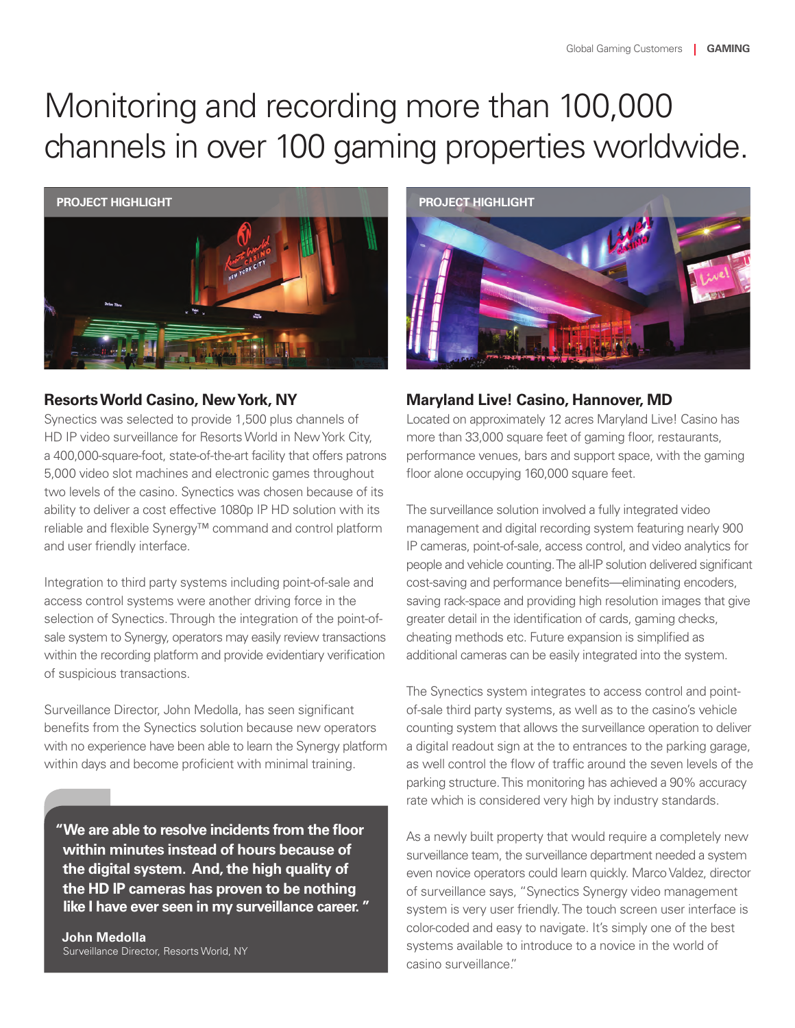# Monitoring and recording more than 100,000 channels in over 100 gaming properties worldwide.

PROJECT HIGHLIGHT

## Resorts World Casino, New York, NY

Synectics was selected to provide 1,500 plus channels of HD IP video surveillance for Resorts World in New York City, a 400,000-square-foot, state-of-the-art facility that offers patrons 5,000 video slot machines and electronic games throughout two levels of the casino. Synectics was chosen because of its ability to deliver a cost effective 1080p IP HD solution with its reliable and flexible Synergy™ command and control platform and user friendly interface.

Integration to third party systems including point-of-sale and access control systems were another driving force in the selection of Synectics. Through the integration of the point-of-sale system to Synergy, operators may easily review transactions within the recording platform and provide evidentiary verification of suspicious transactions.

Surveillance Director, John Medolla, has seen significant benefits from the Synectics solution because new operators with no experience have been able to learn the Synergy platform within days and become proficient with minimal training.

> **"We are able to resolve incidents from the floor within minutes instead of hours because of the digital system. And, the high quality of the HD IP cameras has proven to be nothing like I have ever seen in my surveillance career. "**
>
> **John Medolla**
> Surveillance Director, Resorts World, NY

PROJECT HIGHLIGHT

## Maryland Live! Casino, Hannover, MD

Located on approximately 12 acres Maryland Live! Casino has more than 33,000 square feet of gaming floor, restaurants, performance venues, bars and support space, with the gaming floor alone occupying 160,000 square feet.

The surveillance solution involved a fully integrated video management and digital recording system featuring nearly 900 IP cameras, point-of-sale, access control, and video analytics for people and vehicle counting. The all-IP solution delivered significant cost-saving and performance benefits—eliminating encoders, saving rack-space and providing high resolution images that give greater detail in the identification of cards, gaming checks, cheating methods etc. Future expansion is simplified as additional cameras can be easily integrated into the system.

The Synectics system integrates to access control and point-of-sale third party systems, as well as to the casino's vehicle counting system that allows the surveillance operation to deliver a digital readout sign at the to entrances to the parking garage, as well control the flow of traffic around the seven levels of the parking structure. This monitoring has achieved a 90% accuracy rate which is considered very high by industry standards.

As a newly built property that would require a completely new surveillance team, the surveillance department needed a system even novice operators could learn quickly. Marco Valdez, director of surveillance says, "Synectics Synergy video management system is very user friendly. The touch screen user interface is color-coded and easy to navigate. It's simply one of the best systems available to introduce to a novice in the world of casino surveillance."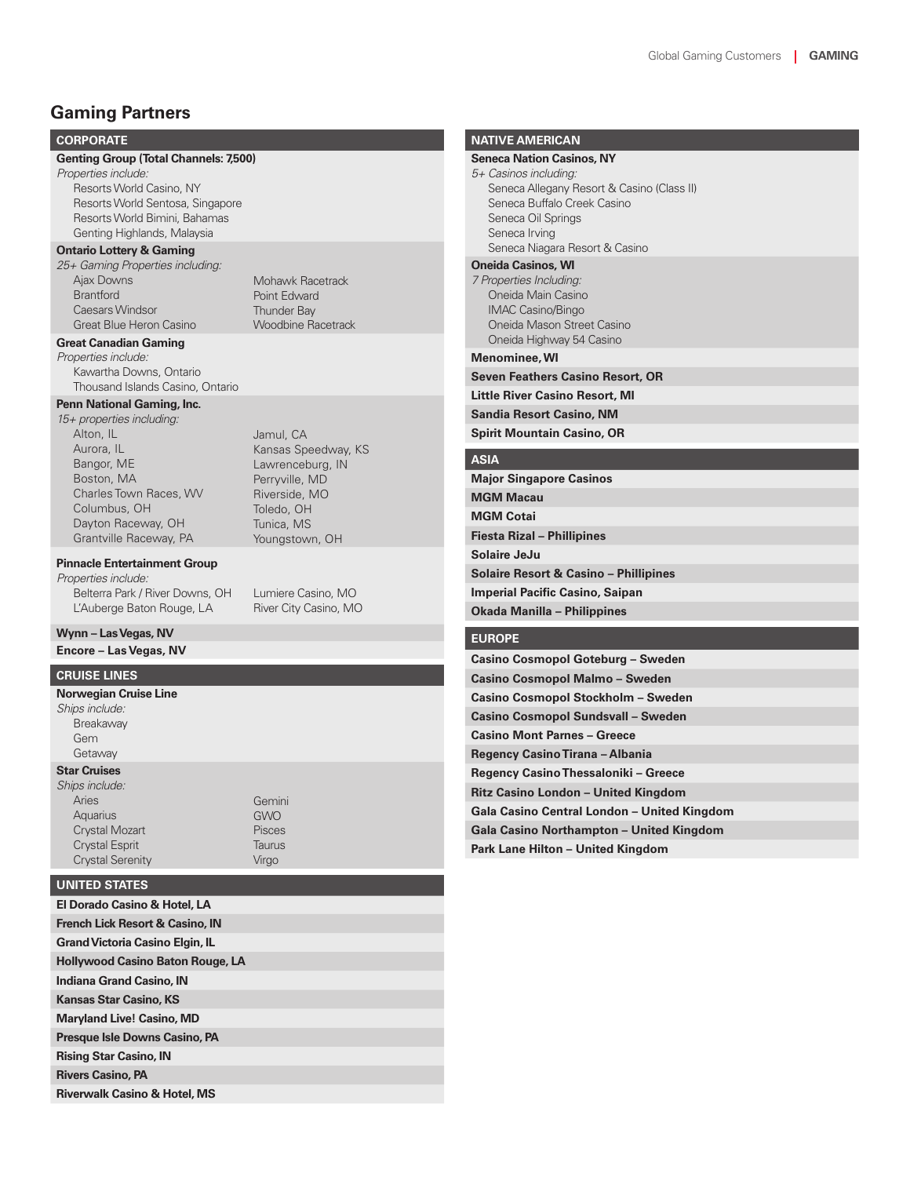## Gaming Partners

### CORPORATE

**Genting Group (Total Channels: 7,500)**
*Properties include:*
- Resorts World Casino, NY
- Resorts World Sentosa, Singapore
- Resorts World Bimini, Bahamas
- Genting Highlands, Malaysia

**Ontario Lottery & Gaming**
*25+ Gaming Properties including:*
- Ajax Downs
- Brantford
- Caesars Windsor
- Great Blue Heron Casino
- Mohawk Racetrack
- Point Edward
- Thunder Bay
- Woodbine Racetrack

**Great Canadian Gaming**
*Properties include:*
- Kawartha Downs, Ontario
- Thousand Islands Casino, Ontario

**Penn National Gaming, Inc.**
*15+ properties including:*
- Alton, IL
- Aurora, IL
- Bangor, ME
- Boston, MA
- Charles Town Races, WV
- Columbus, OH
- Dayton Raceway, OH
- Grantville Raceway, PA
- Jamul, CA
- Kansas Speedway, KS
- Lawrenceburg, IN
- Perryville, MD
- Riverside, MO
- Toledo, OH
- Tunica, MS
- Youngstown, OH

**Pinnacle Entertainment Group**
*Properties include:*
- Belterra Park / River Downs, OH
- L'Auberge Baton Rouge, LA
- Lumiere Casino, MO
- River City Casino, MO

**Wynn – Las Vegas, NV**

**Encore – Las Vegas, NV**

### CRUISE LINES

**Norwegian Cruise Line**
*Ships include:*
- Breakaway
- Gem
- Getaway

**Star Cruises**
*Ships include:*
- Aries
- Aquarius
- Crystal Mozart
- Crystal Esprit
- Crystal Serenity
- Gemini
- GWO
- Pisces
- Taurus
- Virgo

### UNITED STATES

- **El Dorado Casino & Hotel, LA**
- **French Lick Resort & Casino, IN**
- **Grand Victoria Casino Elgin, IL**
- **Hollywood Casino Baton Rouge, LA**
- **Indiana Grand Casino, IN**
- **Kansas Star Casino, KS**
- **Maryland Live! Casino, MD**
- **Presque Isle Downs Casino, PA**
- **Rising Star Casino, IN**
- **Rivers Casino, PA**
- **Riverwalk Casino & Hotel, MS**

### NATIVE AMERICAN

**Seneca Nation Casinos, NY**
*5+ Casinos including:*
- Seneca Allegany Resort & Casino (Class II)
- Seneca Buffalo Creek Casino
- Seneca Oil Springs
- Seneca Irving
- Seneca Niagara Resort & Casino

**Oneida Casinos, WI**
*7 Properties Including:*
- Oneida Main Casino
- IMAC Casino/Bingo
- Oneida Mason Street Casino
- Oneida Highway 54 Casino

- **Menominee, WI**
- **Seven Feathers Casino Resort, OR**
- **Little River Casino Resort, MI**
- **Sandia Resort Casino, NM**
- **Spirit Mountain Casino, OR**

### ASIA

- **Major Singapore Casinos**
- **MGM Macau**
- **MGM Cotai**
- **Fiesta Rizal – Phillipines**
- **Solaire JeJu**
- **Solaire Resort & Casino – Phillipines**
- **Imperial Pacific Casino, Saipan**
- **Okada Manilla – Philippines**

### EUROPE

- **Casino Cosmopol Goteburg – Sweden**
- **Casino Cosmopol Malmo – Sweden**
- **Casino Cosmopol Stockholm – Sweden**
- **Casino Cosmopol Sundsvall – Sweden**
- **Casino Mont Parnes – Greece**
- **Regency Casino Tirana – Albania**
- **Regency Casino Thessaloniki – Greece**
- **Ritz Casino London – United Kingdom**
- **Gala Casino Central London – United Kingdom**
- **Gala Casino Northampton – United Kingdom**
- **Park Lane Hilton – United Kingdom**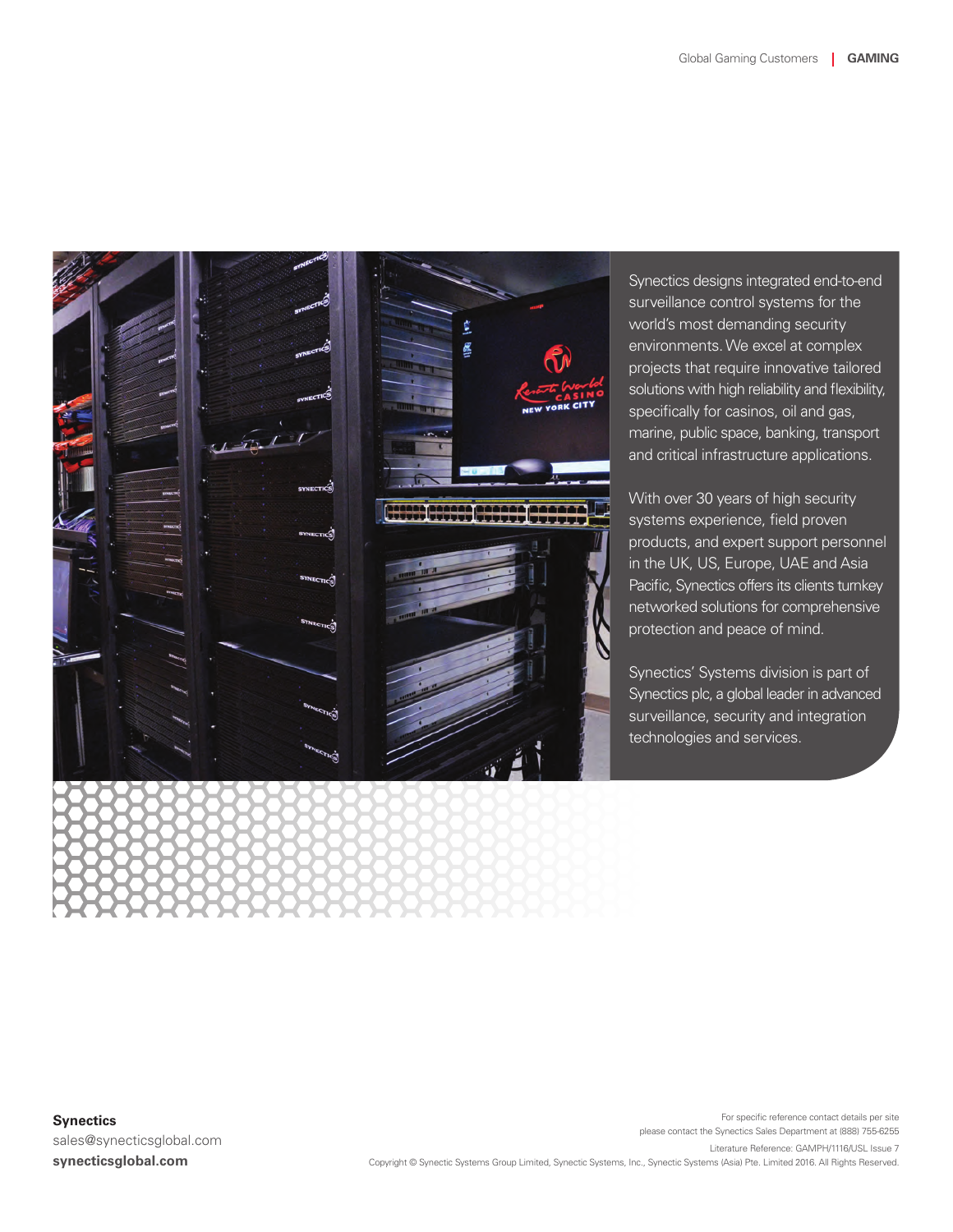Synectics designs integrated end-to-end surveillance control systems for the world's most demanding security environments. We excel at complex projects that require innovative tailored solutions with high reliability and flexibility, specifically for casinos, oil and gas, marine, public space, banking, transport and critical infrastructure applications.

With over 30 years of high security systems experience, field proven products, and expert support personnel in the UK, US, Europe, UAE and Asia Pacific, Synectics offers its clients turnkey networked solutions for comprehensive protection and peace of mind.

Synectics' Systems division is part of Synectics plc, a global leader in advanced surveillance, security and integration technologies and services.

**Synectics**
sales@synecticsglobal.com
**synecticsglobal.com**

For specific reference contact details per site please contact the Synectics Sales Department at (888) 755-6255

Literature Reference: GAMPH/1116/USL Issue 7

Copyright © Synectic Systems Group Limited, Synectic Systems, Inc., Synectic Systems (Asia) Pte. Limited 2016. All Rights Reserved.